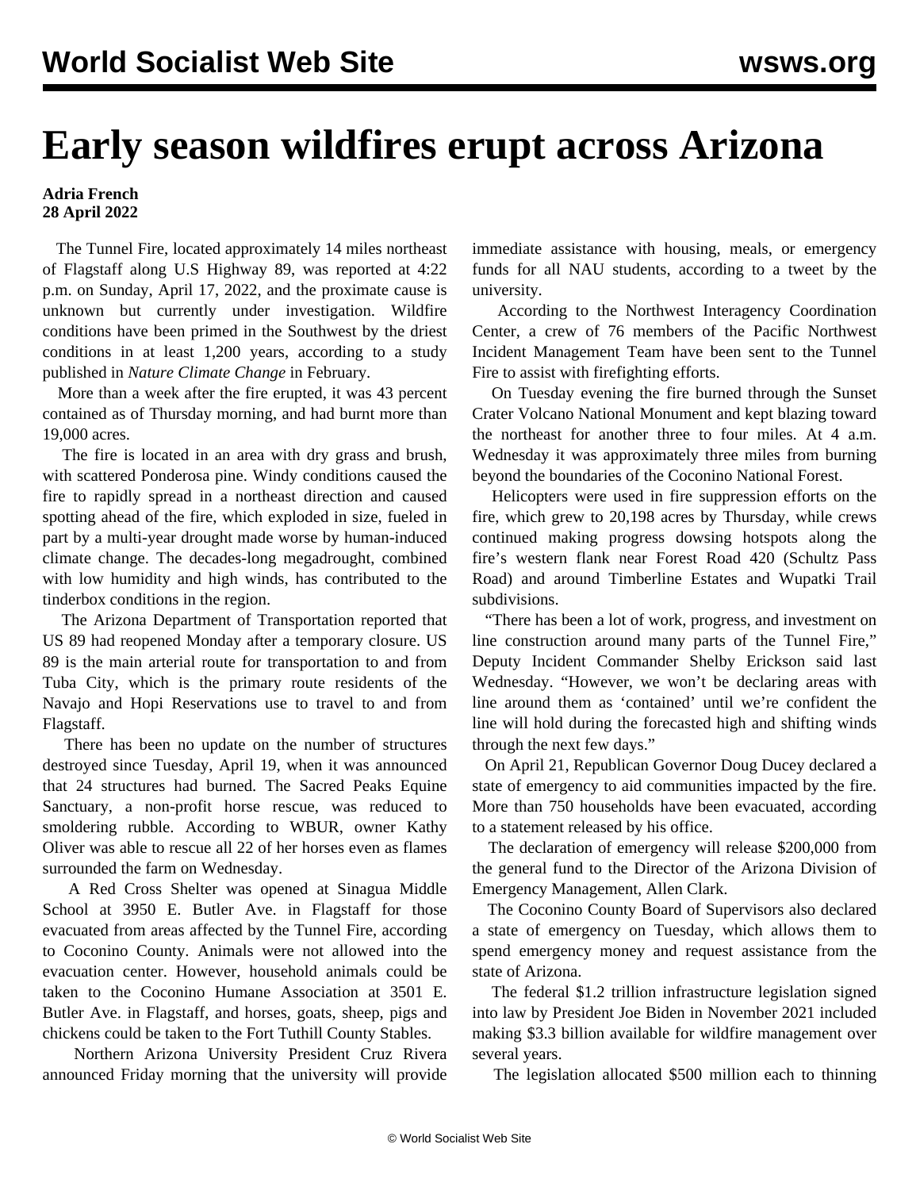# Early season wildfires erupt across Arizona

**Adria French**
**28 April 2022**

The Tunnel Fire, located approximately 14 miles northeast of Flagstaff along U.S Highway 89, was reported at 4:22 p.m. on Sunday, April 17, 2022, and the proximate cause is unknown but currently under investigation. Wildfire conditions have been primed in the Southwest by the driest conditions in at least 1,200 years, according to a study published in *Nature Climate Change* in February.

More than a week after the fire erupted, it was 43 percent contained as of Thursday morning, and had burnt more than 19,000 acres.

The fire is located in an area with dry grass and brush, with scattered Ponderosa pine. Windy conditions caused the fire to rapidly spread in a northeast direction and caused spotting ahead of the fire, which exploded in size, fueled in part by a multi-year drought made worse by human-induced climate change. The decades-long megadrought, combined with low humidity and high winds, has contributed to the tinderbox conditions in the region.

The Arizona Department of Transportation reported that US 89 had reopened Monday after a temporary closure. US 89 is the main arterial route for transportation to and from Tuba City, which is the primary route residents of the Navajo and Hopi Reservations use to travel to and from Flagstaff.

There has been no update on the number of structures destroyed since Tuesday, April 19, when it was announced that 24 structures had burned. The Sacred Peaks Equine Sanctuary, a non-profit horse rescue, was reduced to smoldering rubble. According to WBUR, owner Kathy Oliver was able to rescue all 22 of her horses even as flames surrounded the farm on Wednesday.

A Red Cross Shelter was opened at Sinagua Middle School at 3950 E. Butler Ave. in Flagstaff for those evacuated from areas affected by the Tunnel Fire, according to Coconino County. Animals were not allowed into the evacuation center. However, household animals could be taken to the Coconino Humane Association at 3501 E. Butler Ave. in Flagstaff, and horses, goats, sheep, pigs and chickens could be taken to the Fort Tuthill County Stables.

Northern Arizona University President Cruz Rivera announced Friday morning that the university will provide immediate assistance with housing, meals, or emergency funds for all NAU students, according to a tweet by the university.

According to the Northwest Interagency Coordination Center, a crew of 76 members of the Pacific Northwest Incident Management Team have been sent to the Tunnel Fire to assist with firefighting efforts.

On Tuesday evening the fire burned through the Sunset Crater Volcano National Monument and kept blazing toward the northeast for another three to four miles. At 4 a.m. Wednesday it was approximately three miles from burning beyond the boundaries of the Coconino National Forest.

Helicopters were used in fire suppression efforts on the fire, which grew to 20,198 acres by Thursday, while crews continued making progress dowsing hotspots along the fire's western flank near Forest Road 420 (Schultz Pass Road) and around Timberline Estates and Wupatki Trail subdivisions.

"There has been a lot of work, progress, and investment on line construction around many parts of the Tunnel Fire," Deputy Incident Commander Shelby Erickson said last Wednesday. "However, we won't be declaring areas with line around them as 'contained' until we're confident the line will hold during the forecasted high and shifting winds through the next few days."

On April 21, Republican Governor Doug Ducey declared a state of emergency to aid communities impacted by the fire. More than 750 households have been evacuated, according to a statement released by his office.

The declaration of emergency will release $200,000 from the general fund to the Director of the Arizona Division of Emergency Management, Allen Clark.

The Coconino County Board of Supervisors also declared a state of emergency on Tuesday, which allows them to spend emergency money and request assistance from the state of Arizona.

The federal $1.2 trillion infrastructure legislation signed into law by President Joe Biden in November 2021 included making $3.3 billion available for wildfire management over several years.

The legislation allocated $500 million each to thinning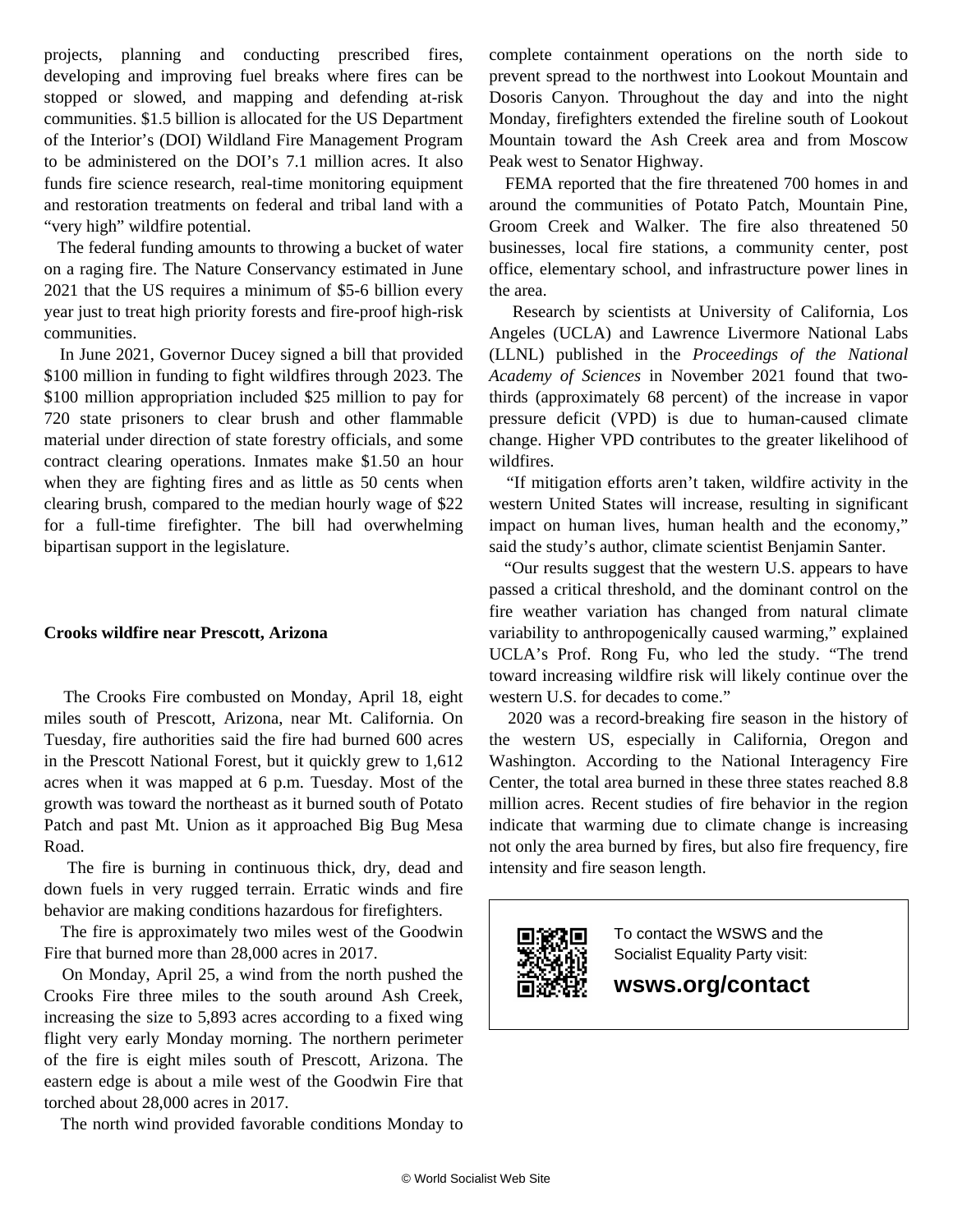projects, planning and conducting prescribed fires, developing and improving fuel breaks where fires can be stopped or slowed, and mapping and defending at-risk communities. $1.5 billion is allocated for the US Department of the Interior's (DOI) Wildland Fire Management Program to be administered on the DOI's 7.1 million acres. It also funds fire science research, real-time monitoring equipment and restoration treatments on federal and tribal land with a "very high" wildfire potential.

The federal funding amounts to throwing a bucket of water on a raging fire. The Nature Conservancy estimated in June 2021 that the US requires a minimum of $5-6 billion every year just to treat high priority forests and fire-proof high-risk communities.

In June 2021, Governor Ducey signed a bill that provided $100 million in funding to fight wildfires through 2023. The $100 million appropriation included $25 million to pay for 720 state prisoners to clear brush and other flammable material under direction of state forestry officials, and some contract clearing operations. Inmates make $1.50 an hour when they are fighting fires and as little as 50 cents when clearing brush, compared to the median hourly wage of $22 for a full-time firefighter. The bill had overwhelming bipartisan support in the legislature.

**Crooks wildfire near Prescott, Arizona**

The Crooks Fire combusted on Monday, April 18, eight miles south of Prescott, Arizona, near Mt. California. On Tuesday, fire authorities said the fire had burned 600 acres in the Prescott National Forest, but it quickly grew to 1,612 acres when it was mapped at 6 p.m. Tuesday. Most of the growth was toward the northeast as it burned south of Potato Patch and past Mt. Union as it approached Big Bug Mesa Road.

The fire is burning in continuous thick, dry, dead and down fuels in very rugged terrain. Erratic winds and fire behavior are making conditions hazardous for firefighters.

The fire is approximately two miles west of the Goodwin Fire that burned more than 28,000 acres in 2017.

On Monday, April 25, a wind from the north pushed the Crooks Fire three miles to the south around Ash Creek, increasing the size to 5,893 acres according to a fixed wing flight very early Monday morning. The northern perimeter of the fire is eight miles south of Prescott, Arizona. The eastern edge is about a mile west of the Goodwin Fire that torched about 28,000 acres in 2017.

The north wind provided favorable conditions Monday to complete containment operations on the north side to prevent spread to the northwest into Lookout Mountain and Dosoris Canyon. Throughout the day and into the night Monday, firefighters extended the fireline south of Lookout Mountain toward the Ash Creek area and from Moscow Peak west to Senator Highway.

FEMA reported that the fire threatened 700 homes in and around the communities of Potato Patch, Mountain Pine, Groom Creek and Walker. The fire also threatened 50 businesses, local fire stations, a community center, post office, elementary school, and infrastructure power lines in the area.

Research by scientists at University of California, Los Angeles (UCLA) and Lawrence Livermore National Labs (LLNL) published in the *Proceedings of the National Academy of Sciences* in November 2021 found that two-thirds (approximately 68 percent) of the increase in vapor pressure deficit (VPD) is due to human-caused climate change. Higher VPD contributes to the greater likelihood of wildfires.

"If mitigation efforts aren't taken, wildfire activity in the western United States will increase, resulting in significant impact on human lives, human health and the economy," said the study's author, climate scientist Benjamin Santer.

"Our results suggest that the western U.S. appears to have passed a critical threshold, and the dominant control on the fire weather variation has changed from natural climate variability to anthropogenically caused warming," explained UCLA's Prof. Rong Fu, who led the study. "The trend toward increasing wildfire risk will likely continue over the western U.S. for decades to come."

2020 was a record-breaking fire season in the history of the western US, especially in California, Oregon and Washington. According to the National Interagency Fire Center, the total area burned in these three states reached 8.8 million acres. Recent studies of fire behavior in the region indicate that warming due to climate change is increasing not only the area burned by fires, but also fire frequency, fire intensity and fire season length.

To contact the WSWS and the Socialist Equality Party visit:

**wsws.org/contact**